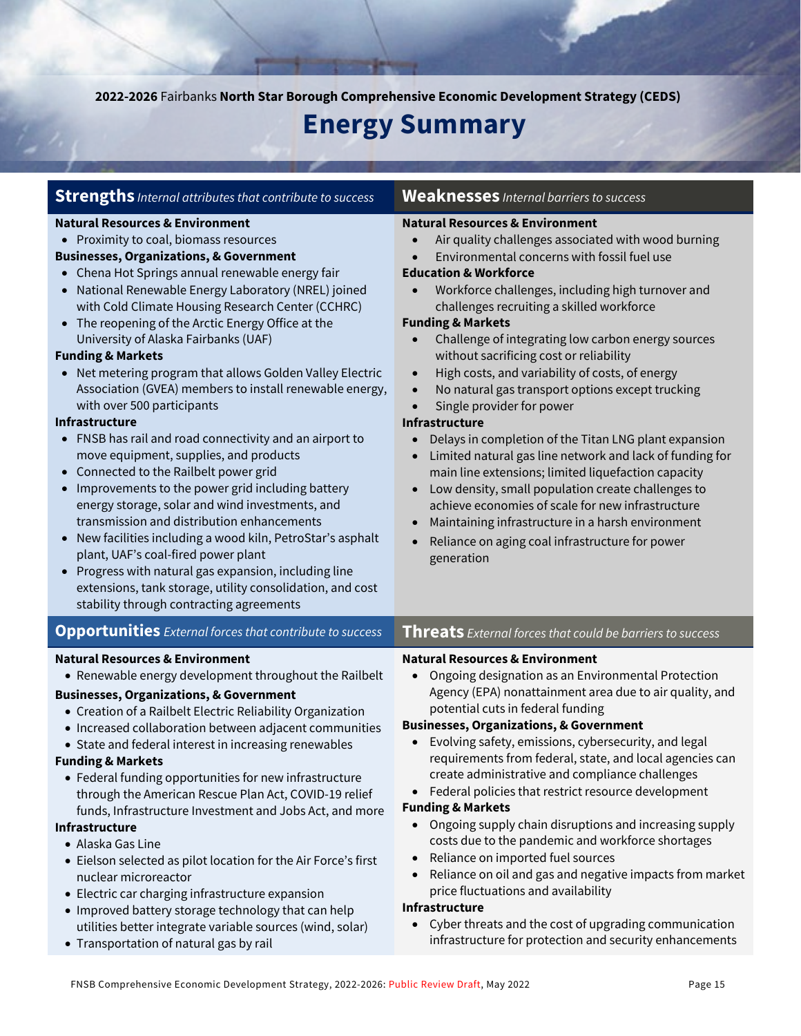**2022-2026** Fairbanks **North Star Borough Comprehensive Economic Development Strategy (CEDS)**

# Energy Summary

## Strengths *Internal attributes that contribute to success*

**Natural Resources & Environment**
- Proximity to coal, biomass resources

**Businesses, Organizations, & Government**
- Chena Hot Springs annual renewable energy fair
- National Renewable Energy Laboratory (NREL) joined with Cold Climate Housing Research Center (CCHRC)
- The reopening of the Arctic Energy Office at the University of Alaska Fairbanks (UAF)

**Funding & Markets**
- Net metering program that allows Golden Valley Electric Association (GVEA) members to install renewable energy, with over 500 participants

**Infrastructure**
- FNSB has rail and road connectivity and an airport to move equipment, supplies, and products
- Connected to the Railbelt power grid
- Improvements to the power grid including battery energy storage, solar and wind investments, and transmission and distribution enhancements
- New facilities including a wood kiln, PetroStar's asphalt plant, UAF's coal-fired power plant
- Progress with natural gas expansion, including line extensions, tank storage, utility consolidation, and cost stability through contracting agreements

## Weaknesses *Internal barriers to success*

**Natural Resources & Environment**
- Air quality challenges associated with wood burning
- Environmental concerns with fossil fuel use

**Education & Workforce**
- Workforce challenges, including high turnover and challenges recruiting a skilled workforce

**Funding & Markets**
- Challenge of integrating low carbon energy sources without sacrificing cost or reliability
- High costs, and variability of costs, of energy
- No natural gas transport options except trucking
- Single provider for power

**Infrastructure**
- Delays in completion of the Titan LNG plant expansion
- Limited natural gas line network and lack of funding for main line extensions; limited liquefaction capacity
- Low density, small population create challenges to achieve economies of scale for new infrastructure
- Maintaining infrastructure in a harsh environment
- Reliance on aging coal infrastructure for power generation

## Opportunities *External forces that contribute to success*

**Natural Resources & Environment**
- Renewable energy development throughout the Railbelt

**Businesses, Organizations, & Government**
- Creation of a Railbelt Electric Reliability Organization
- Increased collaboration between adjacent communities
- State and federal interest in increasing renewables

**Funding & Markets**
- Federal funding opportunities for new infrastructure through the American Rescue Plan Act, COVID-19 relief funds, Infrastructure Investment and Jobs Act, and more

**Infrastructure**
- Alaska Gas Line
- Eielson selected as pilot location for the Air Force's first nuclear microreactor
- Electric car charging infrastructure expansion
- Improved battery storage technology that can help utilities better integrate variable sources (wind, solar)
- Transportation of natural gas by rail

## Threats *External forces that could be barriers to success*

**Natural Resources & Environment**
- Ongoing designation as an Environmental Protection Agency (EPA) nonattainment area due to air quality, and potential cuts in federal funding

**Businesses, Organizations, & Government**
- Evolving safety, emissions, cybersecurity, and legal requirements from federal, state, and local agencies can create administrative and compliance challenges
- Federal policies that restrict resource development

**Funding & Markets**
- Ongoing supply chain disruptions and increasing supply costs due to the pandemic and workforce shortages
- Reliance on imported fuel sources
- Reliance on oil and gas and negative impacts from market price fluctuations and availability

**Infrastructure**
- Cyber threats and the cost of upgrading communication infrastructure for protection and security enhancements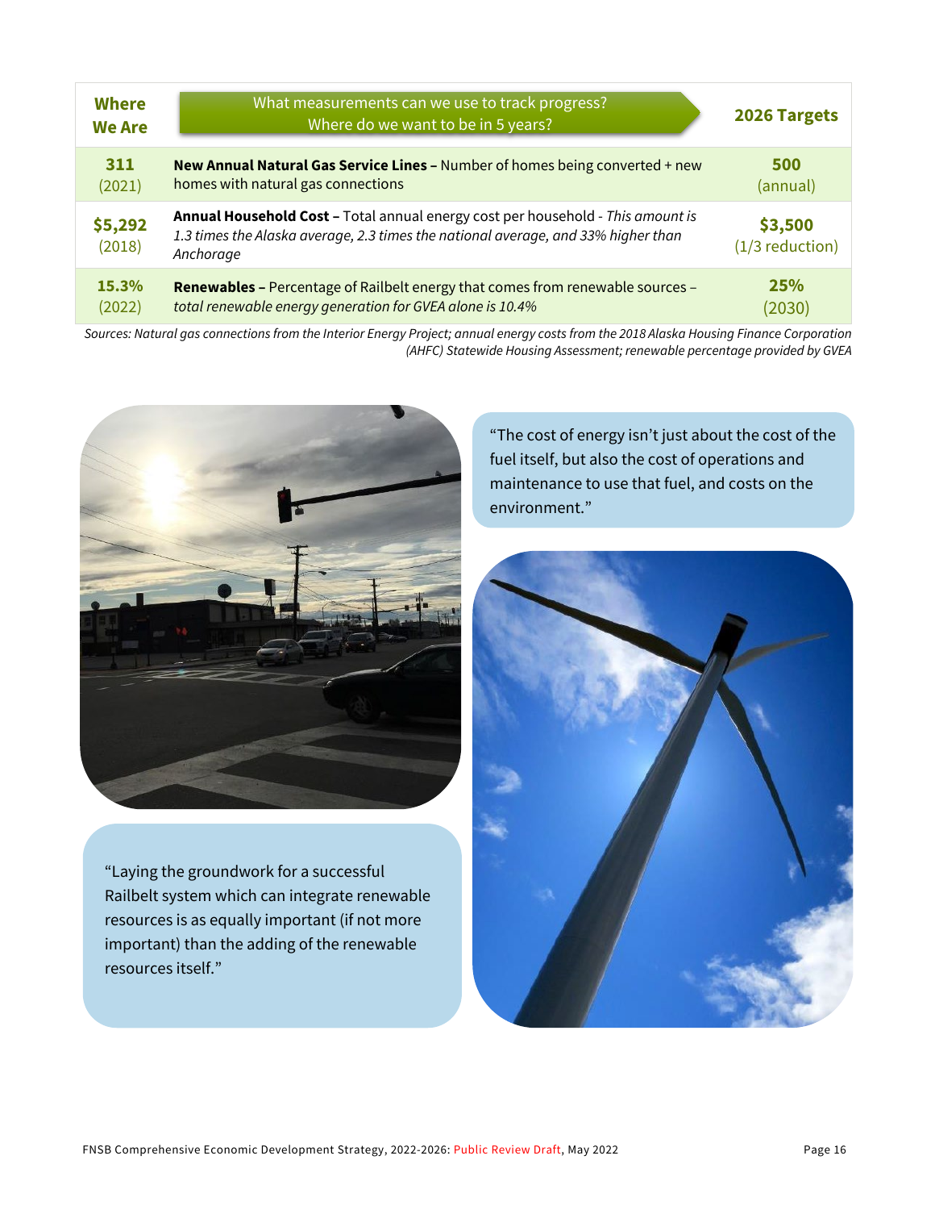| Where We Are | What measurements can we use to track progress? Where do we want to be in 5 years? | 2026 Targets |
|---|---|---|
| **311** (2021) | **New Annual Natural Gas Service Lines –** Number of homes being converted + new homes with natural gas connections | **500** (annual) |
| **$5,292** (2018) | **Annual Household Cost –** Total annual energy cost per household - *This amount is 1.3 times the Alaska average, 2.3 times the national average, and 33% higher than Anchorage* | **$3,500** (1/3 reduction) |
| **15.3%** (2022) | **Renewables –** Percentage of Railbelt energy that comes from renewable sources – *total renewable energy generation for GVEA alone is 10.4%* | **25%** (2030) |

*Sources: Natural gas connections from the Interior Energy Project; annual energy costs from the 2018 Alaska Housing Finance Corporation (AHFC) Statewide Housing Assessment; renewable percentage provided by GVEA*

"The cost of energy isn't just about the cost of the fuel itself, but also the cost of operations and maintenance to use that fuel, and costs on the environment."

"Laying the groundwork for a successful Railbelt system which can integrate renewable resources is as equally important (if not more important) than the adding of the renewable resources itself."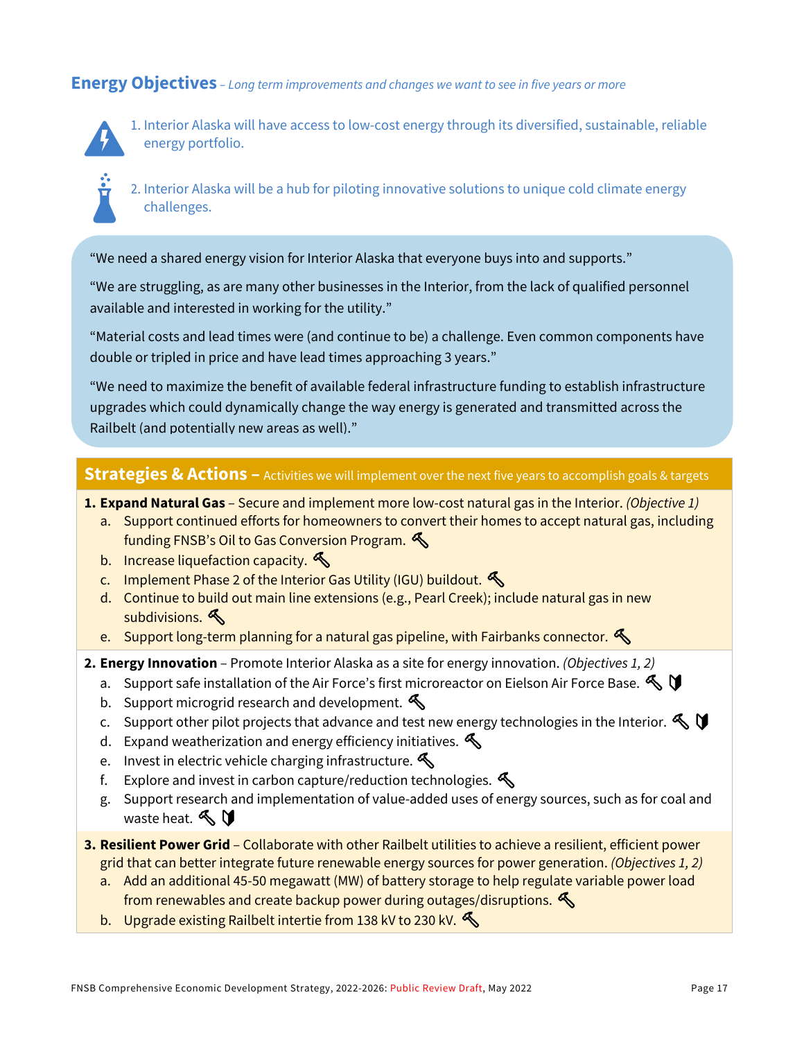## Energy Objectives – *Long term improvements and changes we want to see in five years or more*

1. Interior Alaska will have access to low-cost energy through its diversified, sustainable, reliable energy portfolio.
2. Interior Alaska will be a hub for piloting innovative solutions to unique cold climate energy challenges.

> "We need a shared energy vision for Interior Alaska that everyone buys into and supports."
>
> "We are struggling, as are many other businesses in the Interior, from the lack of qualified personnel available and interested in working for the utility."
>
> "Material costs and lead times were (and continue to be) a challenge. Even common components have double or tripled in price and have lead times approaching 3 years."
>
> "We need to maximize the benefit of available federal infrastructure funding to establish infrastructure upgrades which could dynamically change the way energy is generated and transmitted across the Railbelt (and potentially new areas as well)."

## Strategies & Actions – Activities we will implement over the next five years to accomplish goals & targets

**1. Expand Natural Gas** – Secure and implement more low-cost natural gas in the Interior. *(Objective 1)*

a. Support continued efforts for homeowners to convert their homes to accept natural gas, including funding FNSB's Oil to Gas Conversion Program.
b. Increase liquefaction capacity.
c. Implement Phase 2 of the Interior Gas Utility (IGU) buildout.
d. Continue to build out main line extensions (e.g., Pearl Creek); include natural gas in new subdivisions.
e. Support long-term planning for a natural gas pipeline, with Fairbanks connector.

**2. Energy Innovation** – Promote Interior Alaska as a site for energy innovation. *(Objectives 1, 2)*

a. Support safe installation of the Air Force's first microreactor on Eielson Air Force Base.
b. Support microgrid research and development.
c. Support other pilot projects that advance and test new energy technologies in the Interior.
d. Expand weatherization and energy efficiency initiatives.
e. Invest in electric vehicle charging infrastructure.
f. Explore and invest in carbon capture/reduction technologies.
g. Support research and implementation of value-added uses of energy sources, such as for coal and waste heat.

**3. Resilient Power Grid** – Collaborate with other Railbelt utilities to achieve a resilient, efficient power grid that can better integrate future renewable energy sources for power generation. *(Objectives 1, 2)*

a. Add an additional 45-50 megawatt (MW) of battery storage to help regulate variable power load from renewables and create backup power during outages/disruptions.
b. Upgrade existing Railbelt intertie from 138 kV to 230 kV.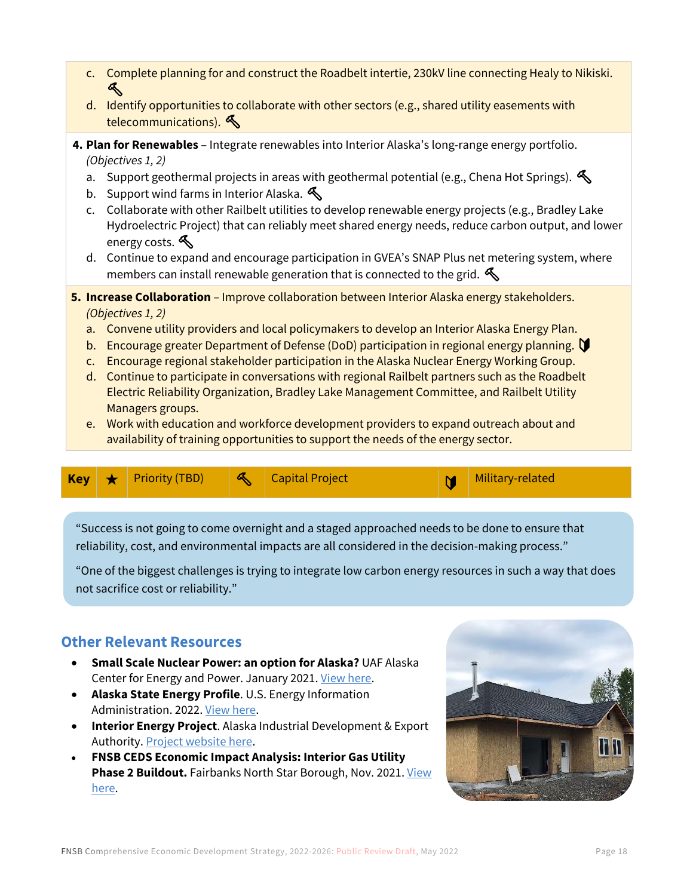c. Complete planning for and construct the Roadbelt intertie, 230kV line connecting Healy to Nikiski. 🔨
d. Identify opportunities to collaborate with other sectors (e.g., shared utility easements with telecommunications). 🔨

**4. Plan for Renewables** – Integrate renewables into Interior Alaska's long-range energy portfolio. *(Objectives 1, 2)*

a. Support geothermal projects in areas with geothermal potential (e.g., Chena Hot Springs). 🔨
b. Support wind farms in Interior Alaska. 🔨
c. Collaborate with other Railbelt utilities to develop renewable energy projects (e.g., Bradley Lake Hydroelectric Project) that can reliably meet shared energy needs, reduce carbon output, and lower energy costs. 🔨
d. Continue to expand and encourage participation in GVEA's SNAP Plus net metering system, where members can install renewable generation that is connected to the grid. 🔨

**5. Increase Collaboration** – Improve collaboration between Interior Alaska energy stakeholders. *(Objectives 1, 2)*

a. Convene utility providers and local policymakers to develop an Interior Alaska Energy Plan.
b. Encourage greater Department of Defense (DoD) participation in regional energy planning. 🛡
c. Encourage regional stakeholder participation in the Alaska Nuclear Energy Working Group.
d. Continue to participate in conversations with regional Railbelt partners such as the Roadbelt Electric Reliability Organization, Bradley Lake Management Committee, and Railbelt Utility Managers groups.
e. Work with education and workforce development providers to expand outreach about and availability of training opportunities to support the needs of the energy sector.

| Key | ★ | Priority (TBD) | 🔨 | Capital Project | 🛡 | Military-related |
|---|---|---|---|---|---|---|

"Success is not going to come overnight and a staged approached needs to be done to ensure that reliability, cost, and environmental impacts are all considered in the decision-making process."

"One of the biggest challenges is trying to integrate low carbon energy resources in such a way that does not sacrifice cost or reliability."

## Other Relevant Resources

- **Small Scale Nuclear Power: an option for Alaska?** UAF Alaska Center for Energy and Power. January 2021. View here.
- **Alaska State Energy Profile**. U.S. Energy Information Administration. 2022. View here.
- **Interior Energy Project**. Alaska Industrial Development & Export Authority. Project website here.
- **FNSB CEDS Economic Impact Analysis: Interior Gas Utility Phase 2 Buildout.** Fairbanks North Star Borough, Nov. 2021. View here.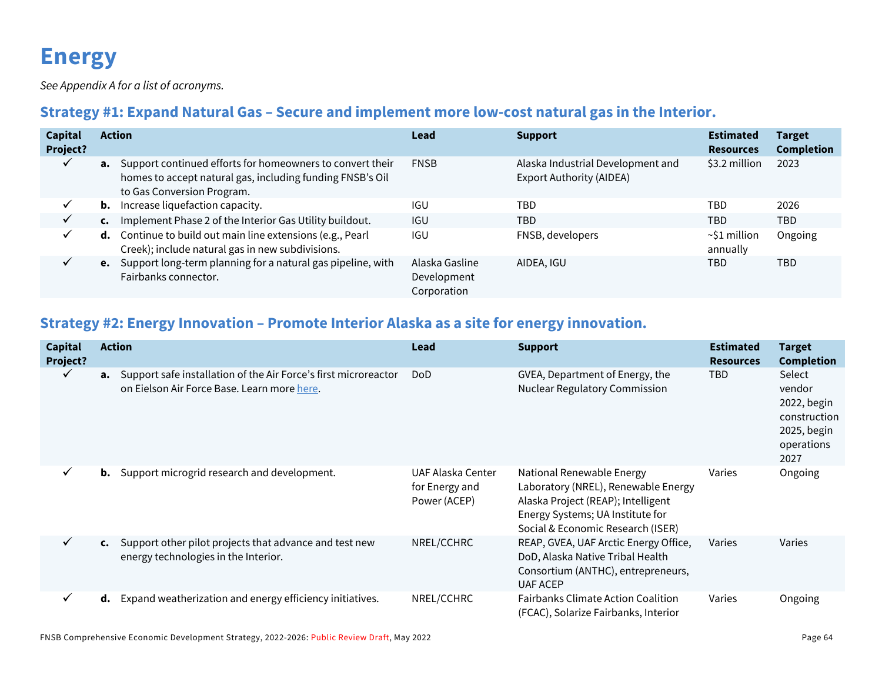# Energy

*See Appendix A for a list of acronyms.*

## Strategy #1: Expand Natural Gas – Secure and implement more low-cost natural gas in the Interior.

| Capital Project? | Action | Lead | Support | Estimated Resources | Target Completion |
|---|---|---|---|---|---|
| ✓ | **a.** Support continued efforts for homeowners to convert their homes to accept natural gas, including funding FNSB's Oil to Gas Conversion Program. | FNSB | Alaska Industrial Development and Export Authority (AIDEA) | $3.2 million | 2023 |
| ✓ | **b.** Increase liquefaction capacity. | IGU | TBD | TBD | 2026 |
| ✓ | **c.** Implement Phase 2 of the Interior Gas Utility buildout. | IGU | TBD | TBD | TBD |
| ✓ | **d.** Continue to build out main line extensions (e.g., Pearl Creek); include natural gas in new subdivisions. | IGU | FNSB, developers | ~$1 million annually | Ongoing |
| ✓ | **e.** Support long-term planning for a natural gas pipeline, with Fairbanks connector. | Alaska Gasline Development Corporation | AIDEA, IGU | TBD | TBD |

## Strategy #2: Energy Innovation – Promote Interior Alaska as a site for energy innovation.

| Capital Project? | Action | Lead | Support | Estimated Resources | Target Completion |
|---|---|---|---|---|---|
| ✓ | **a.** Support safe installation of the Air Force's first microreactor on Eielson Air Force Base. Learn more here. | DoD | GVEA, Department of Energy, the Nuclear Regulatory Commission | TBD | Select vendor 2022, begin construction 2025, begin operations 2027 |
| ✓ | **b.** Support microgrid research and development. | UAF Alaska Center for Energy and Power (ACEP) | National Renewable Energy Laboratory (NREL), Renewable Energy Alaska Project (REAP); Intelligent Energy Systems; UA Institute for Social & Economic Research (ISER) | Varies | Ongoing |
| ✓ | **c.** Support other pilot projects that advance and test new energy technologies in the Interior. | NREL/CCHRC | REAP, GVEA, UAF Arctic Energy Office, DoD, Alaska Native Tribal Health Consortium (ANTHC), entrepreneurs, UAF ACEP | Varies | Varies |
| ✓ | **d.** Expand weatherization and energy efficiency initiatives. | NREL/CCHRC | Fairbanks Climate Action Coalition (FCAC), Solarize Fairbanks, Interior | Varies | Ongoing |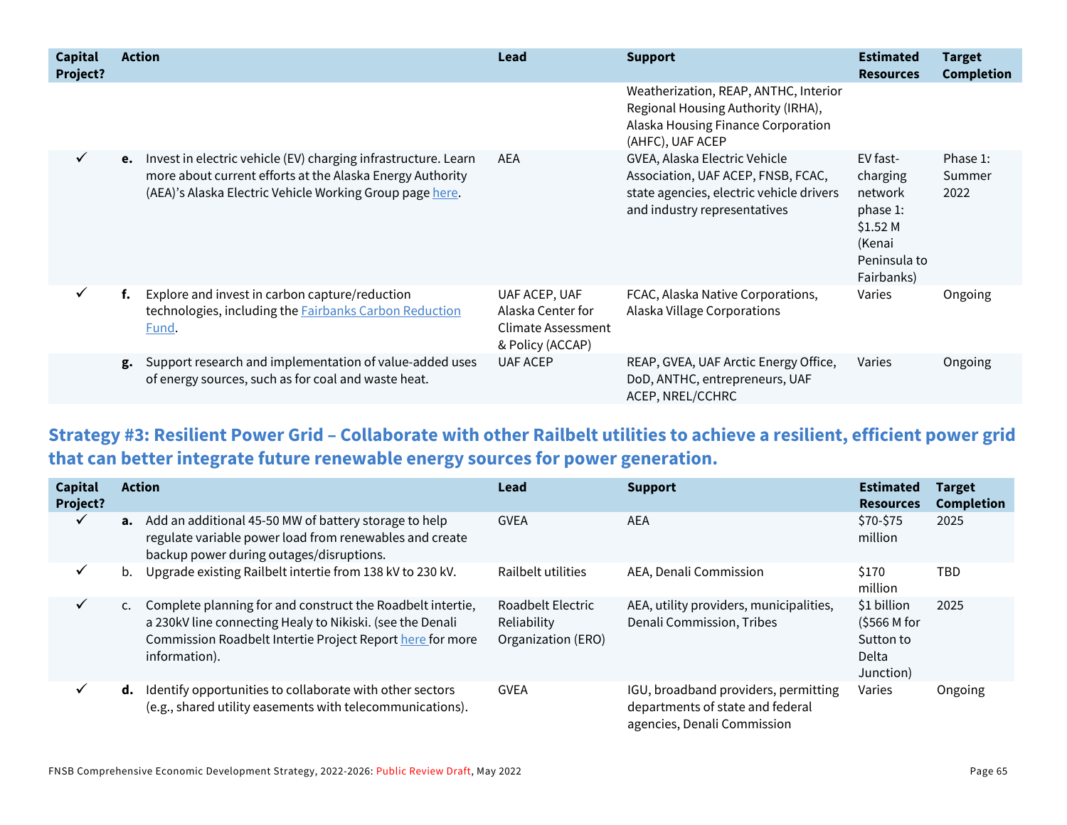| Capital Project? | Action | Lead | Support | Estimated Resources | Target Completion |
|---|---|---|---|---|---|
| | | | Weatherization, REAP, ANTHC, Interior Regional Housing Authority (IRHA), Alaska Housing Finance Corporation (AHFC), UAF ACEP | | |
| ✓ | **e.** Invest in electric vehicle (EV) charging infrastructure. Learn more about current efforts at the Alaska Energy Authority (AEA)'s Alaska Electric Vehicle Working Group page here. | AEA | GVEA, Alaska Electric Vehicle Association, UAF ACEP, FNSB, FCAC, state agencies, electric vehicle drivers and industry representatives | EV fast-charging network phase 1: $1.52 M (Kenai Peninsula to Fairbanks) | Phase 1: Summer 2022 |
| ✓ | **f.** Explore and invest in carbon capture/reduction technologies, including the Fairbanks Carbon Reduction Fund. | UAF ACEP, UAF Alaska Center for Climate Assessment & Policy (ACCAP) | FCAC, Alaska Native Corporations, Alaska Village Corporations | Varies | Ongoing |
| | **g.** Support research and implementation of value-added uses of energy sources, such as for coal and waste heat. | UAF ACEP | REAP, GVEA, UAF Arctic Energy Office, DoD, ANTHC, entrepreneurs, UAF ACEP, NREL/CCHRC | Varies | Ongoing |

## Strategy #3: Resilient Power Grid – Collaborate with other Railbelt utilities to achieve a resilient, efficient power grid that can better integrate future renewable energy sources for power generation.

| Capital Project? | Action | Lead | Support | Estimated Resources | Target Completion |
|---|---|---|---|---|---|
| ✓ | **a.** Add an additional 45-50 MW of battery storage to help regulate variable power load from renewables and create backup power during outages/disruptions. | GVEA | AEA | $70-$75 million | 2025 |
| ✓ | b. Upgrade existing Railbelt intertie from 138 kV to 230 kV. | Railbelt utilities | AEA, Denali Commission | $170 million | TBD |
| ✓ | c. Complete planning for and construct the Roadbelt intertie, a 230kV line connecting Healy to Nikiski. (see the Denali Commission Roadbelt Intertie Project Report here for more information). | Roadbelt Electric Reliability Organization (ERO) | AEA, utility providers, municipalities, Denali Commission, Tribes | $1 billion ($566 M for Sutton to Delta Junction) | 2025 |
| ✓ | **d.** Identify opportunities to collaborate with other sectors (e.g., shared utility easements with telecommunications). | GVEA | IGU, broadband providers, permitting departments of state and federal agencies, Denali Commission | Varies | Ongoing |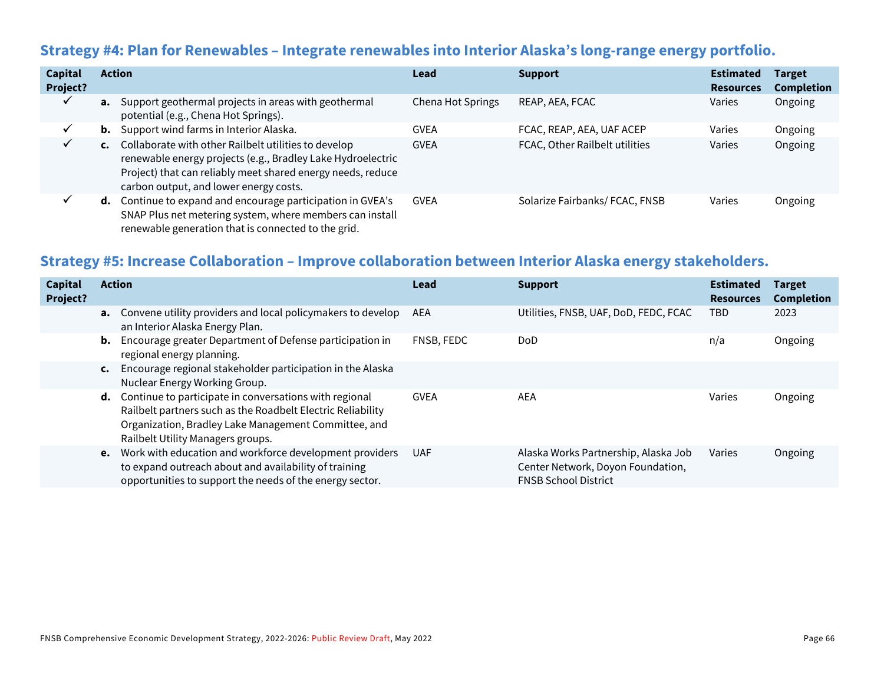## Strategy #4: Plan for Renewables – Integrate renewables into Interior Alaska's long-range energy portfolio.

| Capital Project? | Action | Lead | Support | Estimated Resources | Target Completion |
|---|---|---|---|---|---|
| ✓ | **a.** Support geothermal projects in areas with geothermal potential (e.g., Chena Hot Springs). | Chena Hot Springs | REAP, AEA, FCAC | Varies | Ongoing |
| ✓ | **b.** Support wind farms in Interior Alaska. | GVEA | FCAC, REAP, AEA, UAF ACEP | Varies | Ongoing |
| ✓ | **c.** Collaborate with other Railbelt utilities to develop renewable energy projects (e.g., Bradley Lake Hydroelectric Project) that can reliably meet shared energy needs, reduce carbon output, and lower energy costs. | GVEA | FCAC, Other Railbelt utilities | Varies | Ongoing |
| ✓ | **d.** Continue to expand and encourage participation in GVEA's SNAP Plus net metering system, where members can install renewable generation that is connected to the grid. | GVEA | Solarize Fairbanks/ FCAC, FNSB | Varies | Ongoing |

## Strategy #5: Increase Collaboration – Improve collaboration between Interior Alaska energy stakeholders.

| Capital Project? | Action | Lead | Support | Estimated Resources | Target Completion |
|---|---|---|---|---|---|
| | **a.** Convene utility providers and local policymakers to develop an Interior Alaska Energy Plan. | AEA | Utilities, FNSB, UAF, DoD, FEDC, FCAC | TBD | 2023 |
| | **b.** Encourage greater Department of Defense participation in regional energy planning. | FNSB, FEDC | DoD | n/a | Ongoing |
| | **c.** Encourage regional stakeholder participation in the Alaska Nuclear Energy Working Group. | | | | |
| | **d.** Continue to participate in conversations with regional Railbelt partners such as the Roadbelt Electric Reliability Organization, Bradley Lake Management Committee, and Railbelt Utility Managers groups. | GVEA | AEA | Varies | Ongoing |
| | **e.** Work with education and workforce development providers to expand outreach about and availability of training opportunities to support the needs of the energy sector. | UAF | Alaska Works Partnership, Alaska Job Center Network, Doyon Foundation, FNSB School District | Varies | Ongoing |